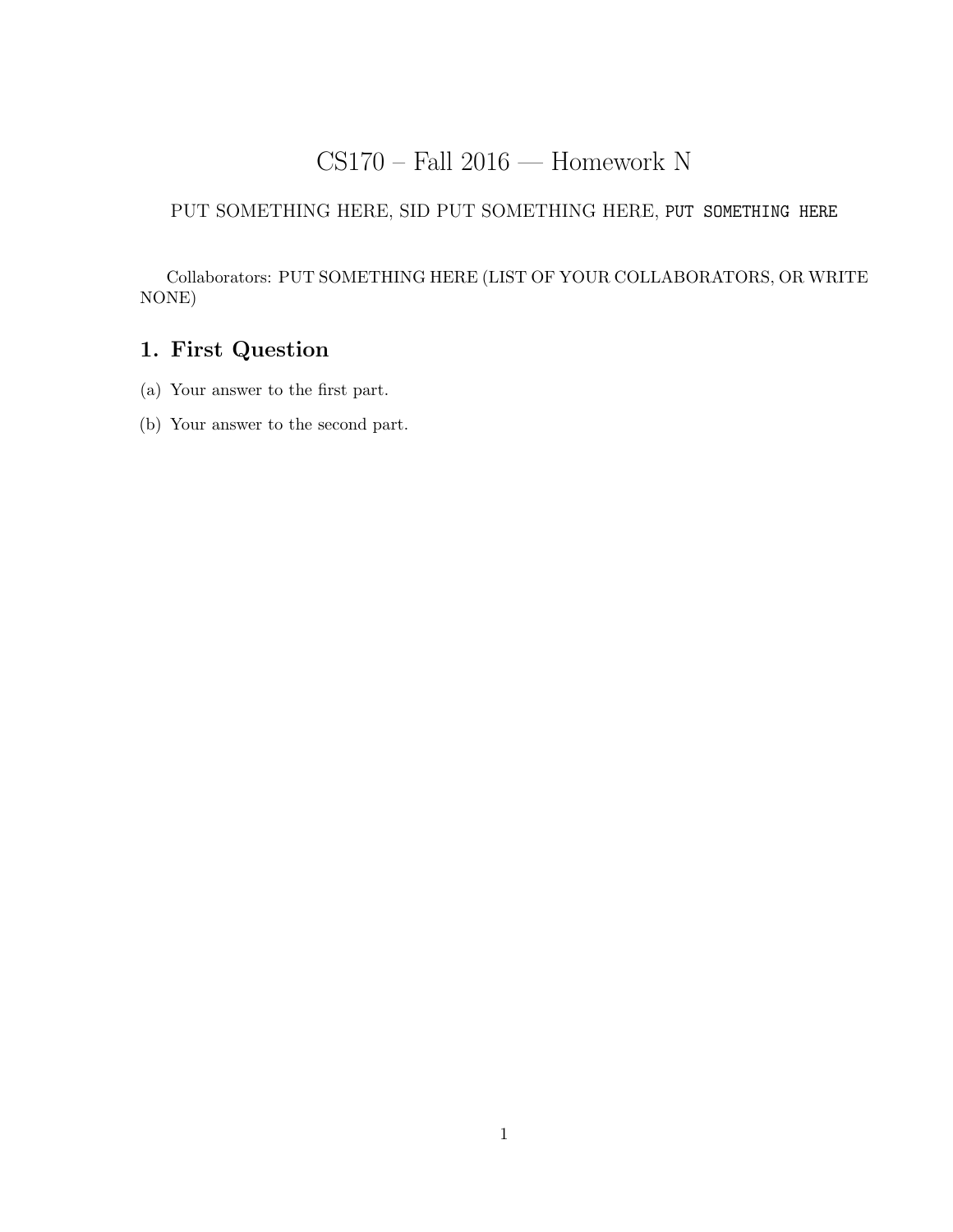# CS170 – Fall 2016 — Homework N

PUT SOMETHING HERE, SID PUT SOMETHING HERE, `PUT SOMETHING HERE`

Collaborators: PUT SOMETHING HERE (LIST OF YOUR COLLABORATORS, OR WRITE NONE)

## 1. First Question

(a) Your answer to the first part.

(b) Your answer to the second part.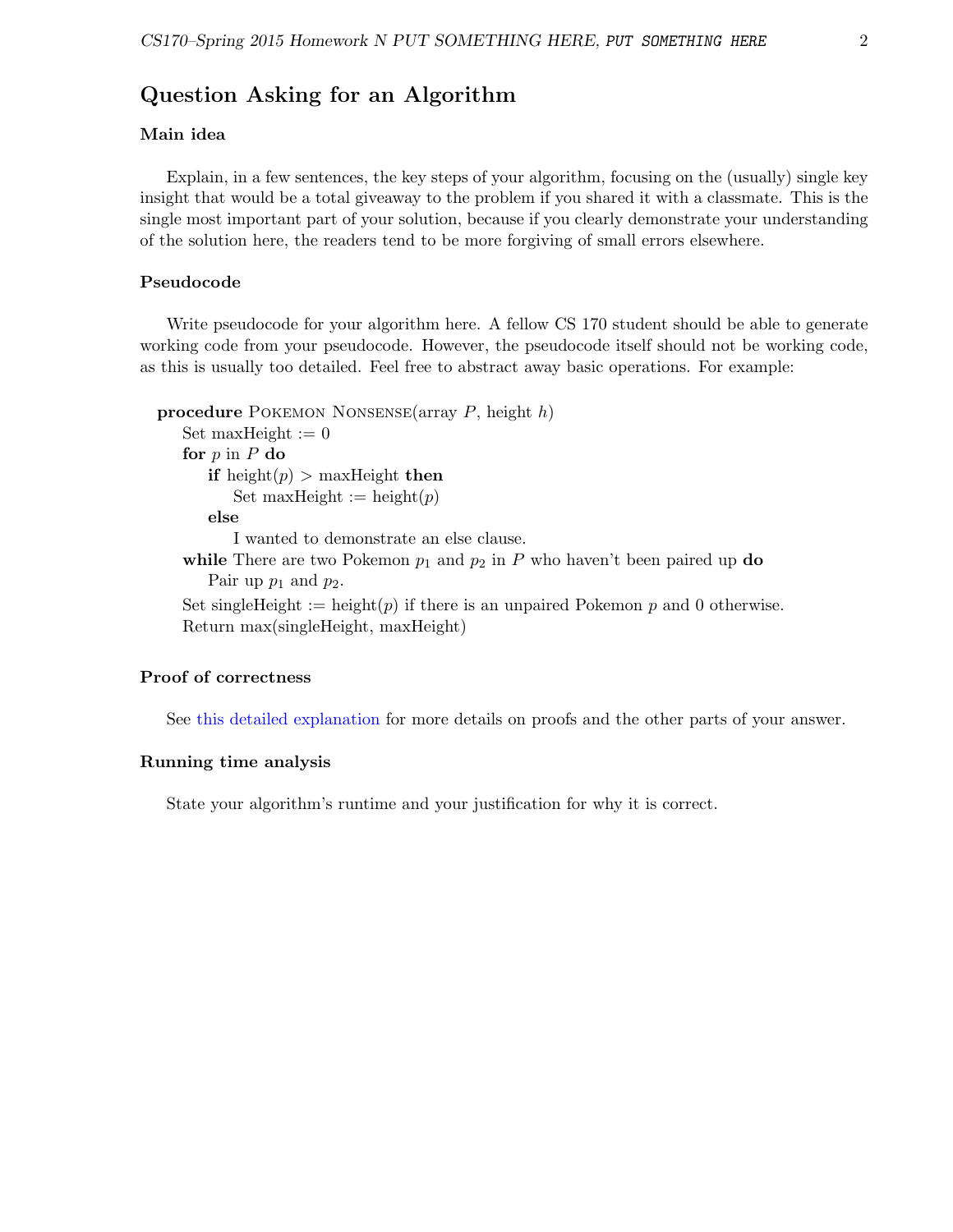## Question Asking for an Algorithm

### Main idea

Explain, in a few sentences, the key steps of your algorithm, focusing on the (usually) single key insight that would be a total giveaway to the problem if you shared it with a classmate. This is the single most important part of your solution, because if you clearly demonstrate your understanding of the solution here, the readers tend to be more forgiving of small errors elsewhere.

### Pseudocode

Write pseudocode for your algorithm here. A fellow CS 170 student should be able to generate working code from your pseudocode. However, the pseudocode itself should not be working code, as this is usually too detailed. Feel free to abstract away basic operations. For example:

**procedure** Pokemon Nonsense(array $P$, height $h$)
&nbsp;&nbsp;&nbsp;&nbsp;Set maxHeight := 0
&nbsp;&nbsp;&nbsp;&nbsp;**for** $p$ in $P$ **do**
&nbsp;&nbsp;&nbsp;&nbsp;&nbsp;&nbsp;&nbsp;&nbsp;**if** height($p$) > maxHeight **then**
&nbsp;&nbsp;&nbsp;&nbsp;&nbsp;&nbsp;&nbsp;&nbsp;&nbsp;&nbsp;&nbsp;&nbsp;Set maxHeight := height($p$)
&nbsp;&nbsp;&nbsp;&nbsp;&nbsp;&nbsp;&nbsp;&nbsp;**else**
&nbsp;&nbsp;&nbsp;&nbsp;&nbsp;&nbsp;&nbsp;&nbsp;&nbsp;&nbsp;&nbsp;&nbsp;I wanted to demonstrate an else clause.
&nbsp;&nbsp;&nbsp;&nbsp;**while** There are two Pokemon $p_1$ and $p_2$ in $P$ who haven't been paired up **do**
&nbsp;&nbsp;&nbsp;&nbsp;&nbsp;&nbsp;&nbsp;&nbsp;Pair up $p_1$ and $p_2$.
&nbsp;&nbsp;&nbsp;&nbsp;Set singleHeight := height($p$) if there is an unpaired Pokemon $p$ and 0 otherwise.
&nbsp;&nbsp;&nbsp;&nbsp;Return max(singleHeight, maxHeight)

### Proof of correctness

See this detailed explanation for more details on proofs and the other parts of your answer.

### Running time analysis

State your algorithm's runtime and your justification for why it is correct.